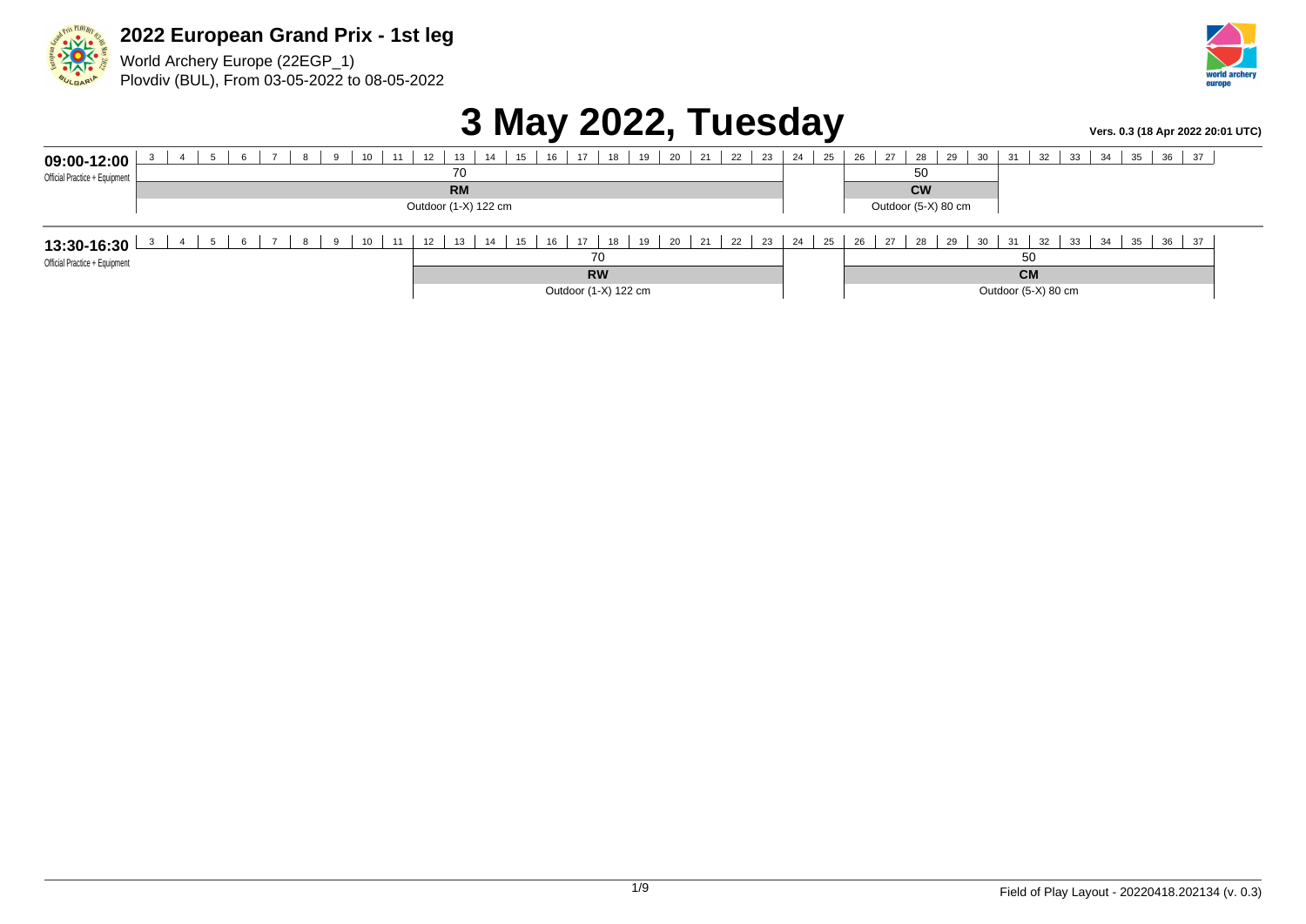# 2022 European Grand Prix - 1st leg

World Archery Europe (22EGP_1)
Plovdiv (BUL), From 03-05-2022 to 08-05-2022

# 3 May 2022, Tuesday

**Vers. 0.3 (18 Apr 2022 20:01 UTC)**

**09:00-12:00**
Official Practice + Equipment

| Targets | Distance | Division | Target face |
|---|---|---|---|
| 3-23 | 70 | **RM** | Outdoor (1-X) 122 cm |
| 26-30 | 50 | **CW** | Outdoor (5-X) 80 cm |

**13:30-16:30**
Official Practice + Equipment

| Targets | Distance | Division | Target face |
|---|---|---|---|
| 12-23 | 70 | **RW** | Outdoor (1-X) 122 cm |
| 26-37 | 50 | **CM** | Outdoor (5-X) 80 cm |

Field of Play Layout - 20220418.202134 (v. 0.3)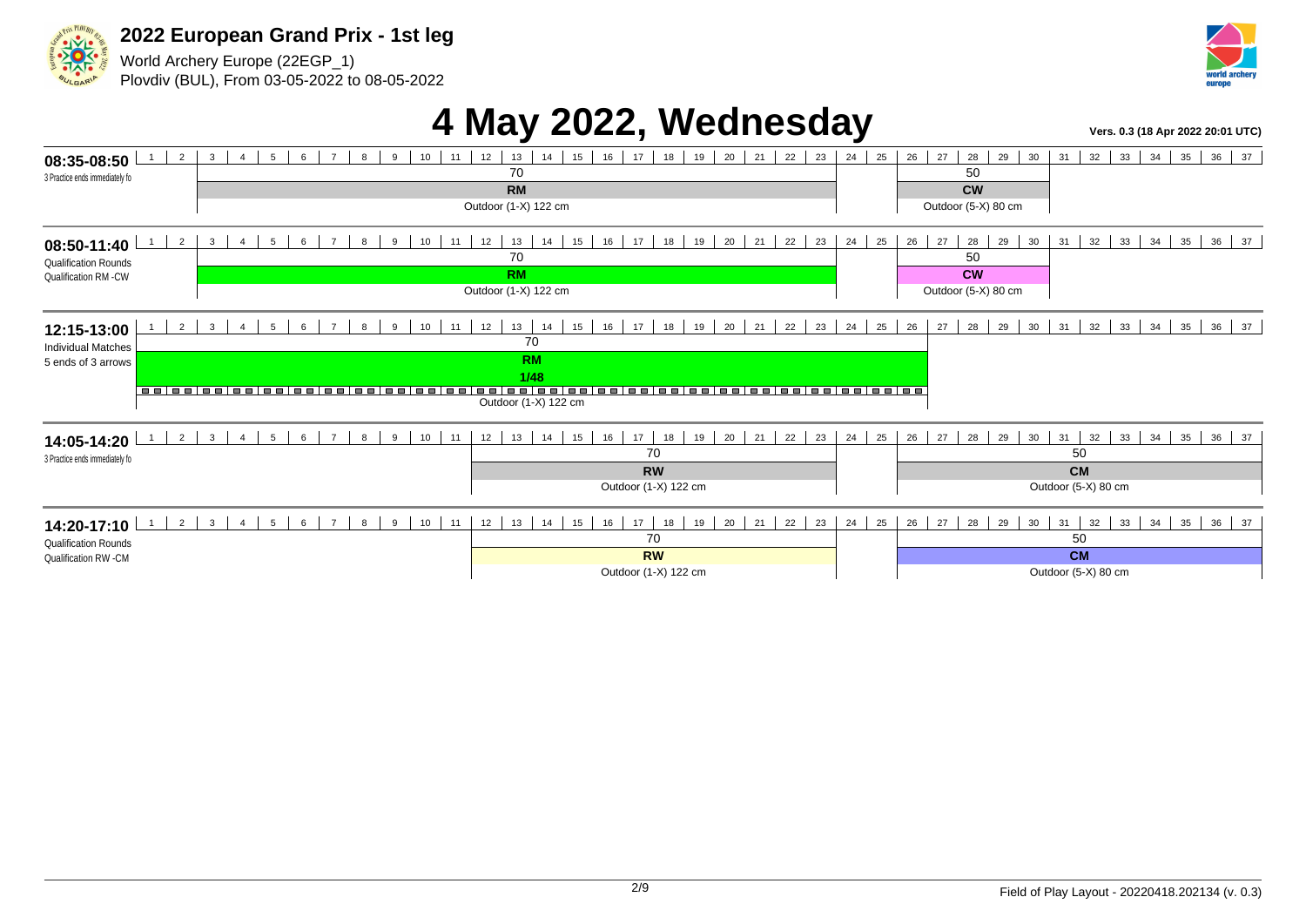# 2022 European Grand Prix - 1st leg

World Archery Europe (22EGP_1)
Plovdiv (BUL), From 03-05-2022 to 08-05-2022

# 4 May 2022, Wednesday

**Vers. 0.3 (18 Apr 2022 20:01 UTC)**

**08:35-08:50**
3 Practice ends immediately fo

| Targets | Distance | Category | Target face |
|---|---|---|---|
| 3-23 | 70 | RM | Outdoor (1-X) 122 cm |
| 26-30 | 50 | CW | Outdoor (5-X) 80 cm |

**08:50-11:40**
Qualification Rounds
Qualification RM -CW

| Targets | Distance | Category | Target face |
|---|---|---|---|
| 3-23 | 70 | RM | Outdoor (1-X) 122 cm |
| 26-30 | 50 | CW | Outdoor (5-X) 80 cm |

**12:15-13:00**
Individual Matches
5 ends of 3 arrows

| Targets | Distance | Category | Phase | Target face |
|---|---|---|---|---|
| 1-26 | 70 | RM | 1/48 | Outdoor (1-X) 122 cm |

**14:05-14:20**
3 Practice ends immediately fo

| Targets | Distance | Category | Target face |
|---|---|---|---|
| 12-23 | 70 | RW | Outdoor (1-X) 122 cm |
| 26-37 | 50 | CM | Outdoor (5-X) 80 cm |

**14:20-17:10**
Qualification Rounds
Qualification RW -CM

| Targets | Distance | Category | Target face |
|---|---|---|---|
| 12-23 | 70 | RW | Outdoor (1-X) 122 cm |
| 26-37 | 50 | CM | Outdoor (5-X) 80 cm |

Field of Play Layout - 20220418.202134 (v. 0.3)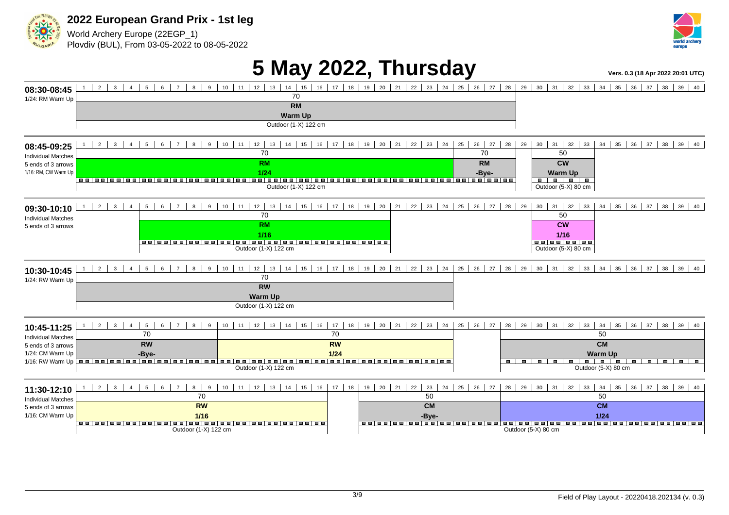## 2022 European Grand Prix - 1st leg

World Archery Europe (22EGP_1)
Plovdiv (BUL), From 03-05-2022 to 08-05-2022

# 5 May 2022, Thursday

Vers. 0.3 (18 Apr 2022 20:01 UTC)

| Time | Session | Targets | Distance | Category | Phase | Target face |
|---|---|---|---|---|---|---|
| 08:30-08:45 | 1/24: RM Warm Up | 1–28 | 70 | RM | Warm Up | Outdoor (1-X) 122 cm |
| 08:45-09:25 | Individual Matches, 5 ends of 3 arrows, 1/16: RM, CW Warm Up | 1–24 | 70 | RM | 1/24 | Outdoor (1-X) 122 cm |
| | | 25–28 | 70 | RM | -Bye- | Outdoor (1-X) 122 cm |
| | | 30–33 | 50 | CW | Warm Up | Outdoor (5-X) 80 cm |
| 09:30-10:10 | Individual Matches, 5 ends of 3 arrows | 5–20 | 70 | RM | 1/16 | Outdoor (1-X) 122 cm |
| | | 30–33 | 50 | CW | 1/16 | Outdoor (5-X) 80 cm |
| 10:30-10:45 | 1/24: RW Warm Up | 1–24 | 70 | RW | Warm Up | Outdoor (1-X) 122 cm |
| 10:45-11:25 | Individual Matches, 5 ends of 3 arrows, 1/24: CM Warm Up, 1/16: RW Warm Up | 1–9 | 70 | RW | -Bye- | Outdoor (1-X) 122 cm |
| | | 10–24 | 70 | RW | 1/24 | Outdoor (1-X) 122 cm |
| | | 28–40 | 50 | CM | Warm Up | Outdoor (5-X) 80 cm |
| 11:30-12:10 | Individual Matches, 5 ends of 3 arrows, 1/16: CM Warm Up | 1–16 | 70 | RW | 1/16 | Outdoor (1-X) 122 cm |
| | | 19–27 | 50 | CM | -Bye- | Outdoor (5-X) 80 cm |
| | | 28–40 | 50 | CM | 1/24 | Outdoor (5-X) 80 cm |

Field of Play Layout - 20220418.202134 (v. 0.3)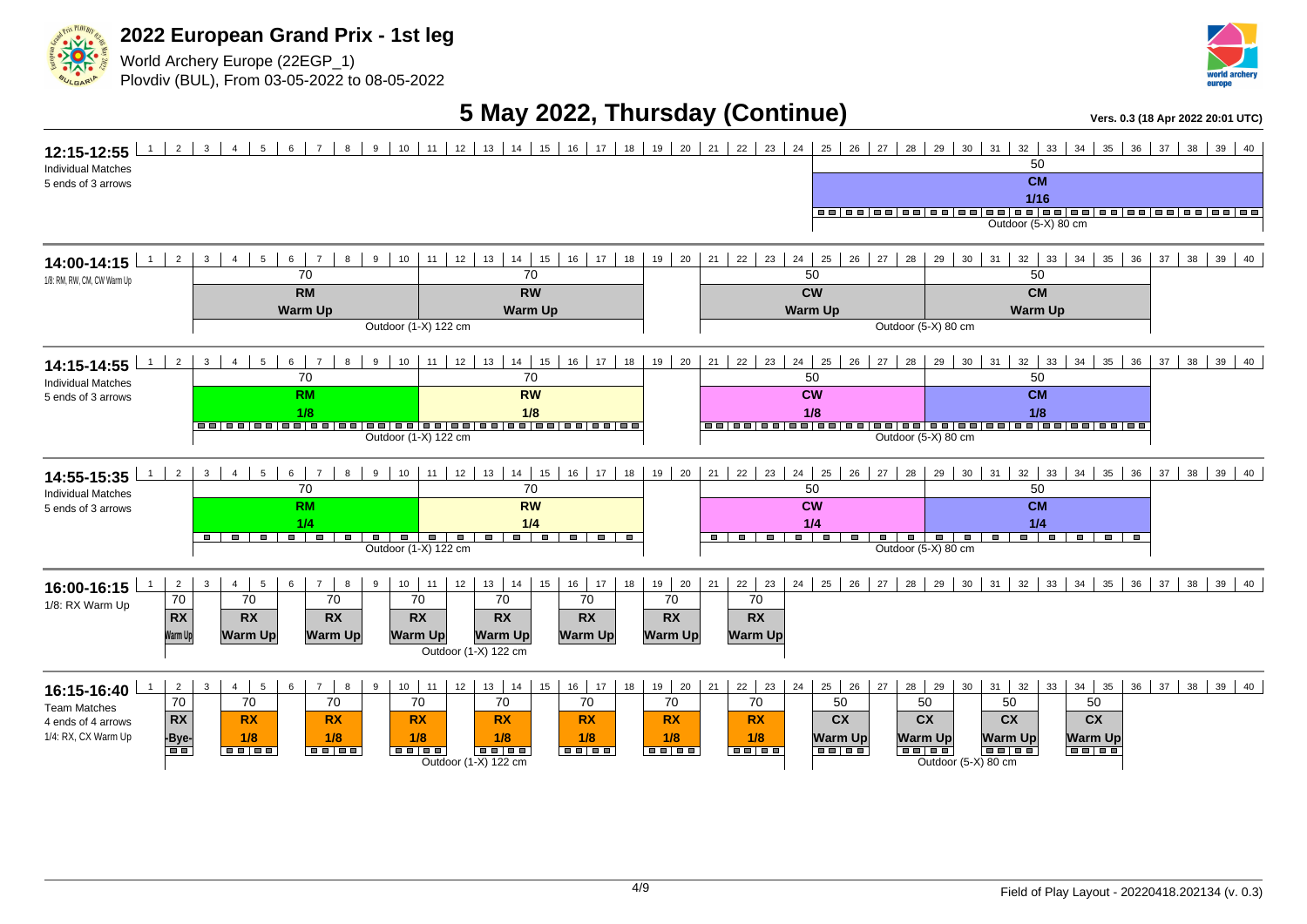# 2022 European Grand Prix - 1st leg

World Archery Europe (22EGP_1)
Plovdiv (BUL), From 03-05-2022 to 08-05-2022

## 5 May 2022, Thursday (Continue)

Vers. 0.3 (18 Apr 2022 20:01 UTC)

### 12:15-12:55

Individual Matches
5 ends of 3 arrows

| Targets | Distance | Class | Phase | Face |
|---|---|---|---|---|
| 25-40 | 50 | CM | 1/16 | Outdoor (5-X) 80 cm |

### 14:00-14:15

1/8: RM, RW, CM, CW Warm Up

| Targets | Distance | Class | Phase | Face |
|---|---|---|---|---|
| 3-10 | 70 | RM | Warm Up | Outdoor (1-X) 122 cm |
| 11-18 | 70 | RW | Warm Up | Outdoor (1-X) 122 cm |
| 21-28 | 50 | CW | Warm Up | Outdoor (5-X) 80 cm |
| 29-36 | 50 | CM | Warm Up | Outdoor (5-X) 80 cm |

### 14:15-14:55

Individual Matches
5 ends of 3 arrows

| Targets | Distance | Class | Phase | Face |
|---|---|---|---|---|
| 3-10 | 70 | RM | 1/8 | Outdoor (1-X) 122 cm |
| 11-18 | 70 | RW | 1/8 | Outdoor (1-X) 122 cm |
| 21-28 | 50 | CW | 1/8 | Outdoor (5-X) 80 cm |
| 29-36 | 50 | CM | 1/8 | Outdoor (5-X) 80 cm |

### 14:55-15:35

Individual Matches
5 ends of 3 arrows

| Targets | Distance | Class | Phase | Face |
|---|---|---|---|---|
| 3-10 | 70 | RM | 1/4 | Outdoor (1-X) 122 cm |
| 11-18 | 70 | RW | 1/4 | Outdoor (1-X) 122 cm |
| 21-28 | 50 | CW | 1/4 | Outdoor (5-X) 80 cm |
| 29-36 | 50 | CM | 1/4 | Outdoor (5-X) 80 cm |

### 16:00-16:15

1/8: RX Warm Up

| Targets | Distance | Class | Phase | Face |
|---|---|---|---|---|
| 2 | 70 | RX | Warm Up | Outdoor (1-X) 122 cm |
| 4-5 | 70 | RX | Warm Up | Outdoor (1-X) 122 cm |
| 7-8 | 70 | RX | Warm Up | Outdoor (1-X) 122 cm |
| 10-11 | 70 | RX | Warm Up | Outdoor (1-X) 122 cm |
| 13-14 | 70 | RX | Warm Up | Outdoor (1-X) 122 cm |
| 16-17 | 70 | RX | Warm Up | Outdoor (1-X) 122 cm |
| 19-20 | 70 | RX | Warm Up | Outdoor (1-X) 122 cm |
| 22-23 | 70 | RX | Warm Up | Outdoor (1-X) 122 cm |

### 16:15-16:40

Team Matches
4 ends of 4 arrows
1/4: RX, CX Warm Up

| Targets | Distance | Class | Phase | Face |
|---|---|---|---|---|
| 2 | 70 | RX | -Bye- | Outdoor (1-X) 122 cm |
| 4-5 | 70 | RX | 1/8 | Outdoor (1-X) 122 cm |
| 7-8 | 70 | RX | 1/8 | Outdoor (1-X) 122 cm |
| 10-11 | 70 | RX | 1/8 | Outdoor (1-X) 122 cm |
| 13-14 | 70 | RX | 1/8 | Outdoor (1-X) 122 cm |
| 16-17 | 70 | RX | 1/8 | Outdoor (1-X) 122 cm |
| 19-20 | 70 | RX | 1/8 | Outdoor (1-X) 122 cm |
| 22-23 | 70 | RX | 1/8 | Outdoor (1-X) 122 cm |
| 25-26 | 50 | CX | Warm Up | Outdoor (5-X) 80 cm |
| 28-29 | 50 | CX | Warm Up | Outdoor (5-X) 80 cm |
| 31-32 | 50 | CX | Warm Up | Outdoor (5-X) 80 cm |
| 34-35 | 50 | CX | Warm Up | Outdoor (5-X) 80 cm |

Field of Play Layout - 20220418.202134 (v. 0.3)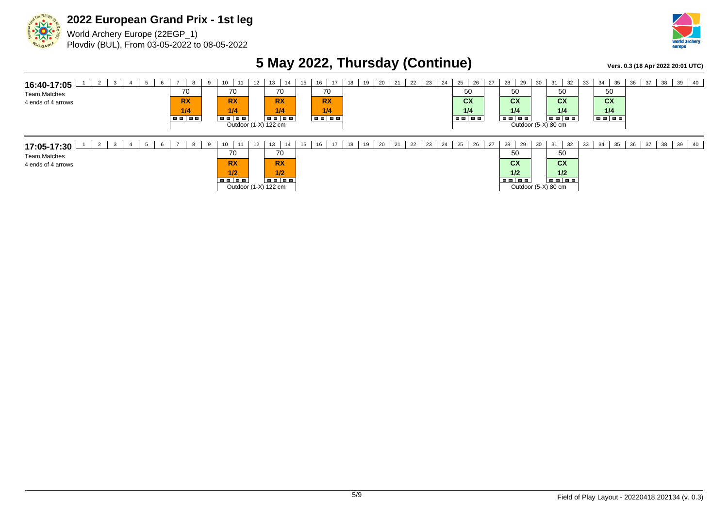# 2022 European Grand Prix - 1st leg

World Archery Europe (22EGP_1)
Plovdiv (BUL), From 03-05-2022 to 08-05-2022

## 5 May 2022, Thursday (Continue)

**Vers. 0.3 (18 Apr 2022 20:01 UTC)**

### 16:40-17:05

Team Matches
4 ends of 4 arrows

| Targets | Distance | Class | Phase | Target face |
|---|---|---|---|---|
| 7-8 | 70 | RX | 1/4 | Outdoor (1-X) 122 cm |
| 10-11 | 70 | RX | 1/4 | Outdoor (1-X) 122 cm |
| 13-14 | 70 | RX | 1/4 | Outdoor (1-X) 122 cm |
| 16-17 | 70 | RX | 1/4 | Outdoor (1-X) 122 cm |
| 25-26 | 50 | CX | 1/4 | Outdoor (5-X) 80 cm |
| 28-29 | 50 | CX | 1/4 | Outdoor (5-X) 80 cm |
| 31-32 | 50 | CX | 1/4 | Outdoor (5-X) 80 cm |
| 34-35 | 50 | CX | 1/4 | Outdoor (5-X) 80 cm |

### 17:05-17:30

Team Matches
4 ends of 4 arrows

| Targets | Distance | Class | Phase | Target face |
|---|---|---|---|---|
| 10-11 | 70 | RX | 1/2 | Outdoor (1-X) 122 cm |
| 13-14 | 70 | RX | 1/2 | Outdoor (1-X) 122 cm |
| 28-29 | 50 | CX | 1/2 | Outdoor (5-X) 80 cm |
| 31-32 | 50 | CX | 1/2 | Outdoor (5-X) 80 cm |

Field of Play Layout - 20220418.202134 (v. 0.3)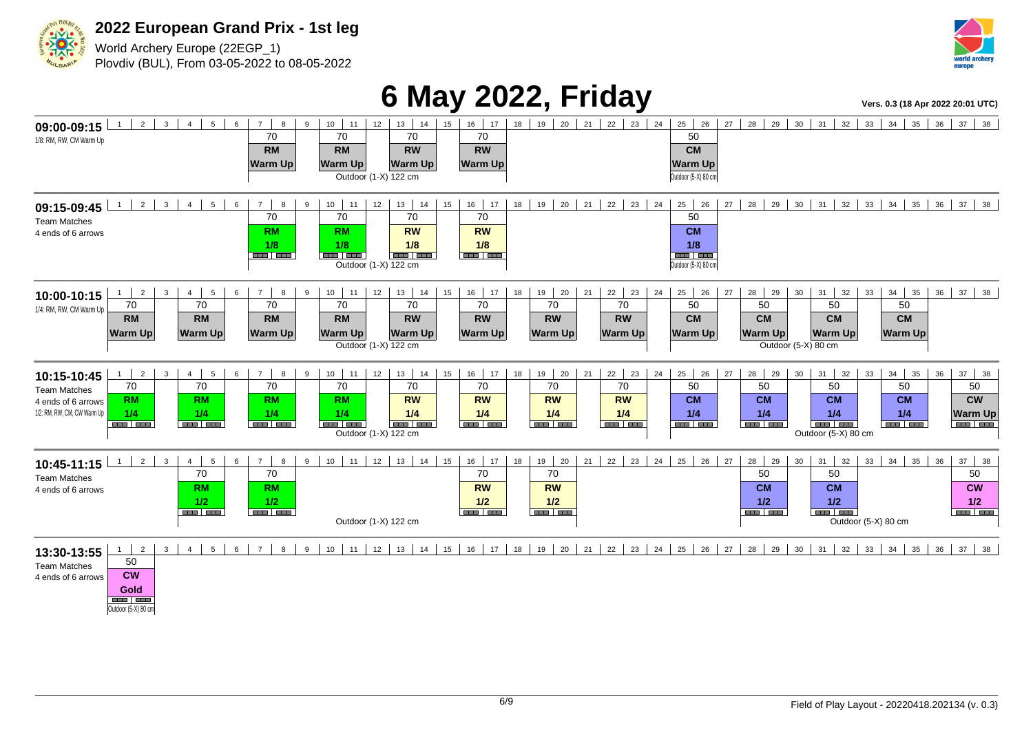**2022 European Grand Prix - 1st leg**

World Archery Europe (22EGP_1)
Plovdiv (BUL), From 03-05-2022 to 08-05-2022

# 6 May 2022, Friday

Vers. 0.3 (18 Apr 2022 20:01 UTC)

## 09:00-09:15

1/8: RM, RW, CM Warm Up

| Targets | Distance | Category | Phase |
|---|---|---|---|
| 7-8 | 70 | RM | Warm Up |
| 10-11 | 70 | RM | Warm Up |
| 13-14 | 70 | RW | Warm Up |
| 16-17 | 70 | RW | Warm Up |
| 25-26 | 50 | CM | Warm Up |

Outdoor (1-X) 122 cm; Outdoor (5-X) 80 cm

## 09:15-09:45

Team Matches
4 ends of 6 arrows

| Targets | Distance | Category | Phase |
|---|---|---|---|
| 7-8 | 70 | RM | 1/8 |
| 10-11 | 70 | RM | 1/8 |
| 13-14 | 70 | RW | 1/8 |
| 16-17 | 70 | RW | 1/8 |
| 25-26 | 50 | CM | 1/8 |

Outdoor (1-X) 122 cm; Outdoor (5-X) 80 cm

## 10:00-10:15

1/4: RM, RW, CM Warm Up

| Targets | Distance | Category | Phase |
|---|---|---|---|
| 1-2 | 70 | RM | Warm Up |
| 4-5 | 70 | RM | Warm Up |
| 7-8 | 70 | RM | Warm Up |
| 10-11 | 70 | RM | Warm Up |
| 13-14 | 70 | RW | Warm Up |
| 16-17 | 70 | RW | Warm Up |
| 19-20 | 70 | RW | Warm Up |
| 22-23 | 70 | RW | Warm Up |
| 25-26 | 50 | CM | Warm Up |
| 28-29 | 50 | CM | Warm Up |
| 31-32 | 50 | CM | Warm Up |
| 34-35 | 50 | CM | Warm Up |

Outdoor (1-X) 122 cm; Outdoor (5-X) 80 cm

## 10:15-10:45

Team Matches
4 ends of 6 arrows
1/2: RM, RW, CM, CW Warm Up

| Targets | Distance | Category | Phase |
|---|---|---|---|
| 1-2 | 70 | RM | 1/4 |
| 4-5 | 70 | RM | 1/4 |
| 7-8 | 70 | RM | 1/4 |
| 10-11 | 70 | RM | 1/4 |
| 13-14 | 70 | RW | 1/4 |
| 16-17 | 70 | RW | 1/4 |
| 19-20 | 70 | RW | 1/4 |
| 22-23 | 70 | RW | 1/4 |
| 25-26 | 50 | CM | 1/4 |
| 28-29 | 50 | CM | 1/4 |
| 31-32 | 50 | CM | 1/4 |
| 34-35 | 50 | CM | 1/4 |
| 37-38 | 50 | CW | Warm Up |

Outdoor (1-X) 122 cm; Outdoor (5-X) 80 cm

## 10:45-11:15

Team Matches
4 ends of 6 arrows

| Targets | Distance | Category | Phase |
|---|---|---|---|
| 4-5 | 70 | RM | 1/2 |
| 7-8 | 70 | RM | 1/2 |
| 16-17 | 70 | RW | 1/2 |
| 19-20 | 70 | RW | 1/2 |
| 28-29 | 50 | CM | 1/2 |
| 31-32 | 50 | CM | 1/2 |
| 37-38 | 50 | CW | 1/2 |

Outdoor (1-X) 122 cm; Outdoor (5-X) 80 cm

## 13:30-13:55

Team Matches
4 ends of 6 arrows

| Targets | Distance | Category | Phase |
|---|---|---|---|
| 1-2 | 50 | CW | Gold |

Outdoor (5-X) 80 cm

Field of Play Layout - 20220418.202134 (v. 0.3)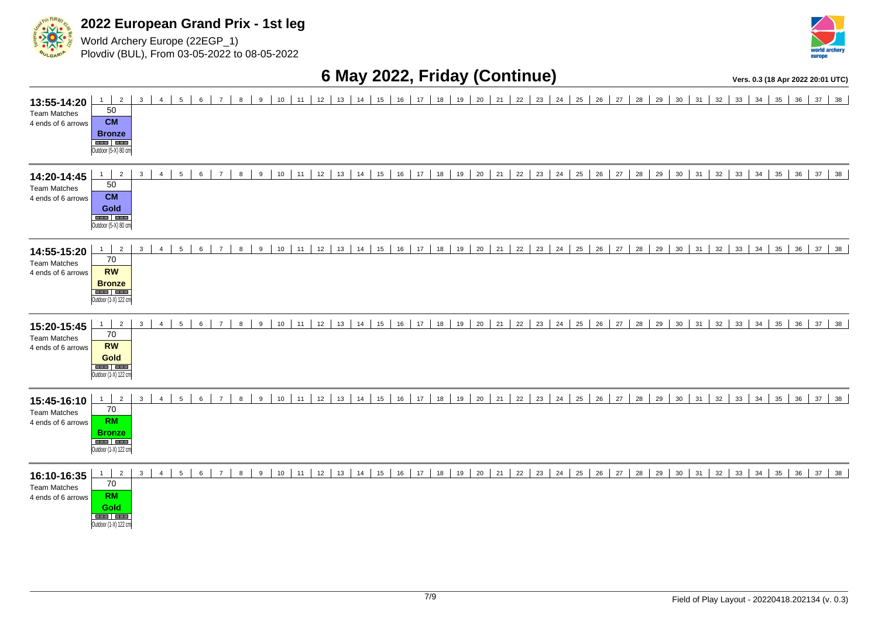## 2022 European Grand Prix - 1st leg

World Archery Europe (22EGP_1)
Plovdiv (BUL), From 03-05-2022 to 08-05-2022

# 6 May 2022, Friday (Continue)

Vers. 0.3 (18 Apr 2022 20:01 UTC)

| Time | Event | Targets 1-2 | Targets 3-38 |
|---|---|---|---|
| **13:55-14:20** | Team Matches, 4 ends of 6 arrows | 50 m, **CM Bronze**, Outdoor (5-X) 80 cm | |
| **14:20-14:45** | Team Matches, 4 ends of 6 arrows | 50 m, **CM Gold**, Outdoor (5-X) 80 cm | |
| **14:55-15:20** | Team Matches, 4 ends of 6 arrows | 70 m, **RW Bronze**, Outdoor (1-X) 122 cm | |
| **15:20-15:45** | Team Matches, 4 ends of 6 arrows | 70 m, **RW Gold**, Outdoor (1-X) 122 cm | |
| **15:45-16:10** | Team Matches, 4 ends of 6 arrows | 70 m, **RM Bronze**, Outdoor (1-X) 122 cm | |
| **16:10-16:35** | Team Matches, 4 ends of 6 arrows | 70 m, **RM Gold**, Outdoor (1-X) 122 cm | |

Field of Play Layout - 20220418.202134 (v. 0.3)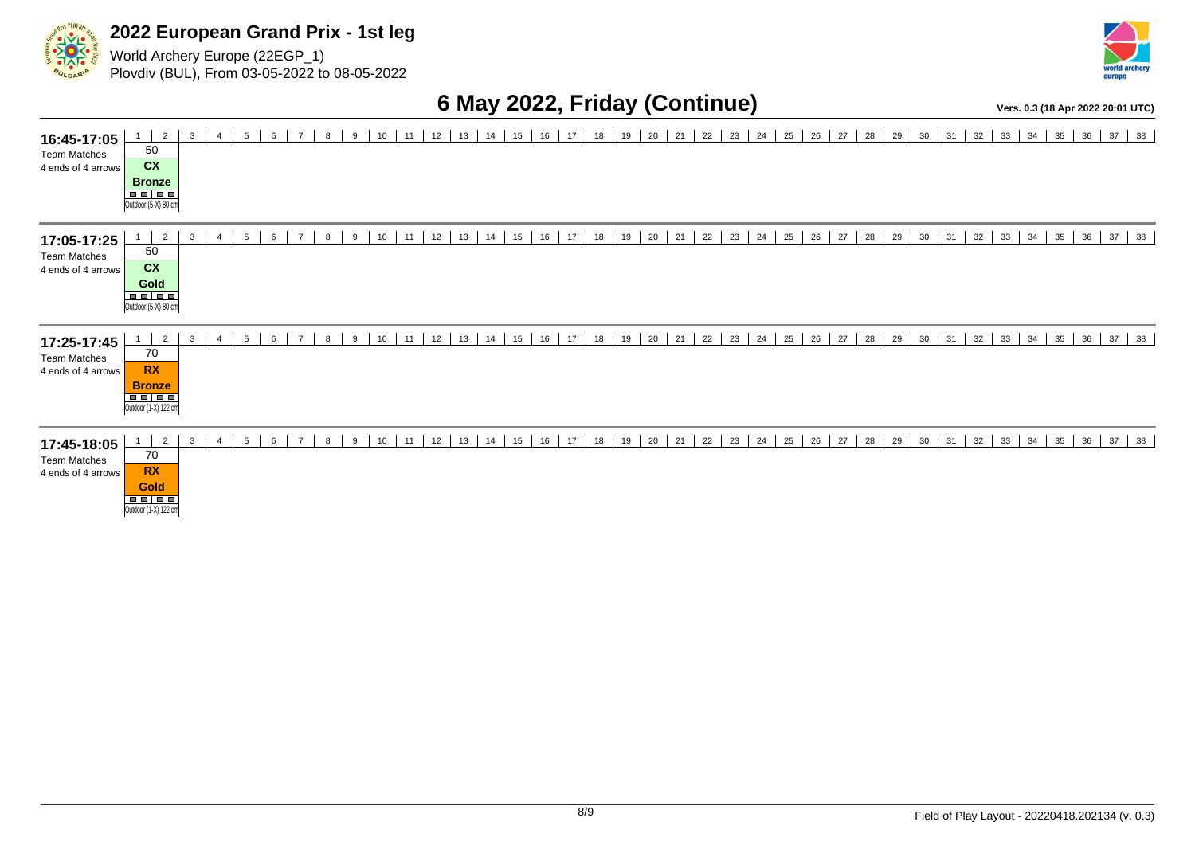# 2022 European Grand Prix - 1st leg

World Archery Europe (22EGP_1)
Plovdiv (BUL), From 03-05-2022 to 08-05-2022

## 6 May 2022, Friday (Continue)

Vers. 0.3 (18 Apr 2022 20:01 UTC)

| Time | Session | Targets 1-2 | Targets 3-38 |
| --- | --- | --- | --- |
| 16:45-17:05 | Team Matches, 4 ends of 4 arrows | 50 CX Bronze, Outdoor (5-X) 80 cm | |
| 17:05-17:25 | Team Matches, 4 ends of 4 arrows | 50 CX Gold, Outdoor (5-X) 80 cm | |
| 17:25-17:45 | Team Matches, 4 ends of 4 arrows | 70 RX Bronze, Outdoor (1-X) 122 cm | |
| 17:45-18:05 | Team Matches, 4 ends of 4 arrows | 70 RX Gold, Outdoor (1-X) 122 cm | |

Field of Play Layout - 20220418.202134 (v. 0.3)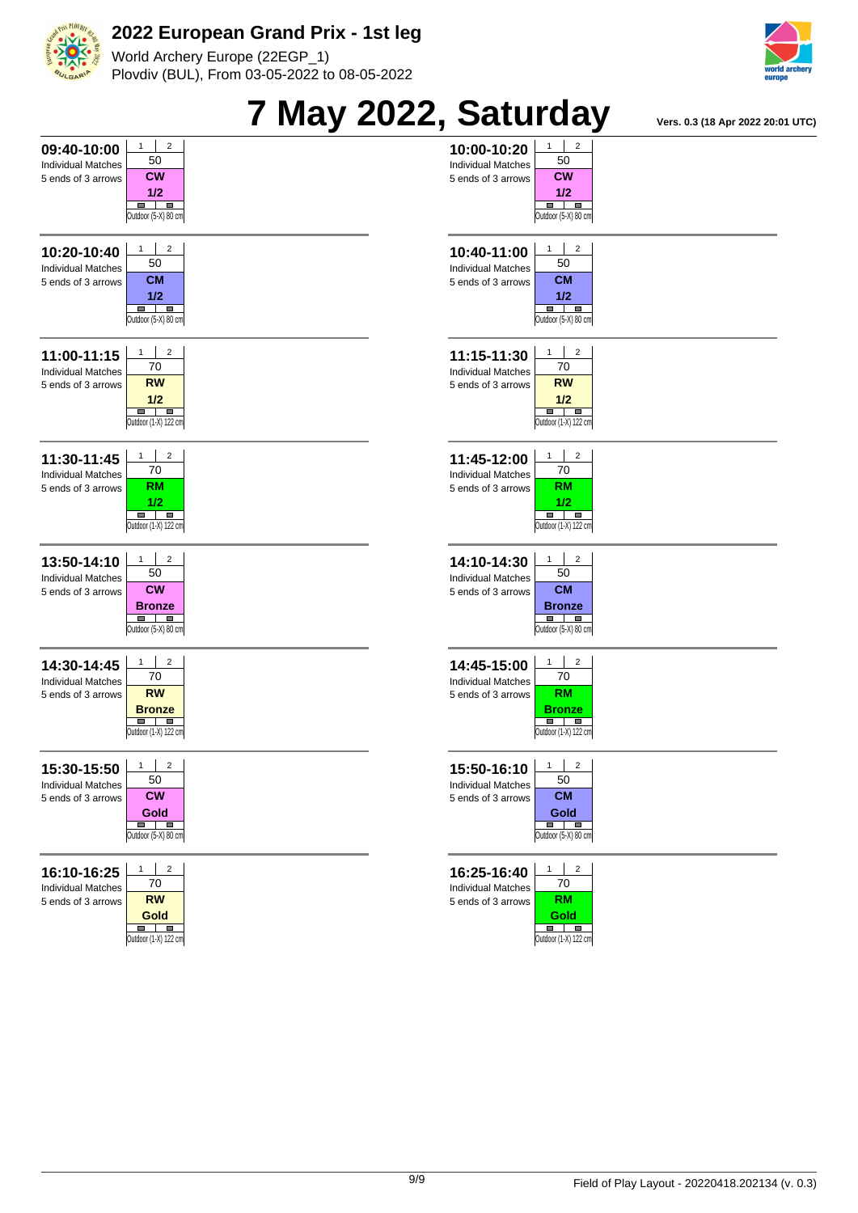# 2022 European Grand Prix - 1st leg

World Archery Europe (22EGP_1)
Plovdiv (BUL), From 03-05-2022 to 08-05-2022

## 7 May 2022, Saturday

Vers. 0.3 (18 Apr 2022 20:01 UTC)

| Time | Event | Format | Target 1-2: Distance | Category | Phase | Target face |
|---|---|---|---|---|---|---|
| 09:40-10:00 | Individual Matches | 5 ends of 3 arrows | 50 | CW | 1/2 | Outdoor (5-X) 80 cm |
| 10:00-10:20 | Individual Matches | 5 ends of 3 arrows | 50 | CW | 1/2 | Outdoor (5-X) 80 cm |
| 10:20-10:40 | Individual Matches | 5 ends of 3 arrows | 50 | CM | 1/2 | Outdoor (5-X) 80 cm |
| 10:40-11:00 | Individual Matches | 5 ends of 3 arrows | 50 | CM | 1/2 | Outdoor (5-X) 80 cm |
| 11:00-11:15 | Individual Matches | 5 ends of 3 arrows | 70 | RW | 1/2 | Outdoor (1-X) 122 cm |
| 11:15-11:30 | Individual Matches | 5 ends of 3 arrows | 70 | RW | 1/2 | Outdoor (1-X) 122 cm |
| 11:30-11:45 | Individual Matches | 5 ends of 3 arrows | 70 | RM | 1/2 | Outdoor (1-X) 122 cm |
| 11:45-12:00 | Individual Matches | 5 ends of 3 arrows | 70 | RM | 1/2 | Outdoor (1-X) 122 cm |
| 13:50-14:10 | Individual Matches | 5 ends of 3 arrows | 50 | CW | Bronze | Outdoor (5-X) 80 cm |
| 14:10-14:30 | Individual Matches | 5 ends of 3 arrows | 50 | CM | Bronze | Outdoor (5-X) 80 cm |
| 14:30-14:45 | Individual Matches | 5 ends of 3 arrows | 70 | RW | Bronze | Outdoor (1-X) 122 cm |
| 14:45-15:00 | Individual Matches | 5 ends of 3 arrows | 70 | RM | Bronze | Outdoor (1-X) 122 cm |
| 15:30-15:50 | Individual Matches | 5 ends of 3 arrows | 50 | CW | Gold | Outdoor (5-X) 80 cm |
| 15:50-16:10 | Individual Matches | 5 ends of 3 arrows | 50 | CM | Gold | Outdoor (5-X) 80 cm |
| 16:10-16:25 | Individual Matches | 5 ends of 3 arrows | 70 | RW | Gold | Outdoor (1-X) 122 cm |
| 16:25-16:40 | Individual Matches | 5 ends of 3 arrows | 70 | RM | Gold | Outdoor (1-X) 122 cm |

Field of Play Layout - 20220418.202134 (v. 0.3)